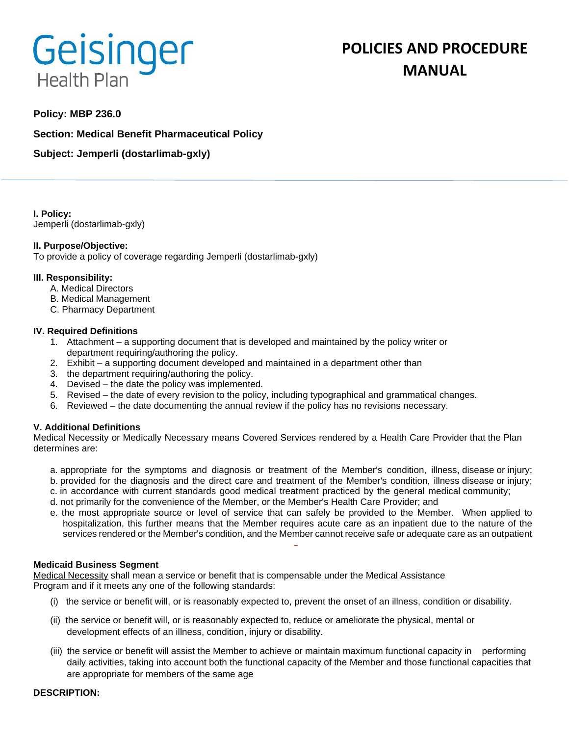Geisinger
Health Plan

# POLICIES AND PROCEDURE MANUAL

**Policy: MBP 236.0**

**Section: Medical Benefit Pharmaceutical Policy**

**Subject: Jemperli (dostarlimab-gxly)**

**I. Policy:**
Jemperli (dostarlimab-gxly)

**II. Purpose/Objective:**
To provide a policy of coverage regarding Jemperli (dostarlimab-gxly)

**III. Responsibility:**

A. Medical Directors
B. Medical Management
C. Pharmacy Department

**IV. Required Definitions**

1. Attachment – a supporting document that is developed and maintained by the policy writer or department requiring/authoring the policy.
2. Exhibit – a supporting document developed and maintained in a department other than
3. the department requiring/authoring the policy.
4. Devised – the date the policy was implemented.
5. Revised – the date of every revision to the policy, including typographical and grammatical changes.
6. Reviewed – the date documenting the annual review if the policy has no revisions necessary.

**V. Additional Definitions**
Medical Necessity or Medically Necessary means Covered Services rendered by a Health Care Provider that the Plan determines are:

a. appropriate for the symptoms and diagnosis or treatment of the Member's condition, illness, disease or injury;
b. provided for the diagnosis and the direct care and treatment of the Member's condition, illness disease or injury;
c. in accordance with current standards good medical treatment practiced by the general medical community;
d. not primarily for the convenience of the Member, or the Member's Health Care Provider; and
e. the most appropriate source or level of service that can safely be provided to the Member. When applied to hospitalization, this further means that the Member requires acute care as an inpatient due to the nature of the services rendered or the Member's condition, and the Member cannot receive safe or adequate care as an outpatient

**Medicaid Business Segment**
Medical Necessity shall mean a service or benefit that is compensable under the Medical Assistance Program and if it meets any one of the following standards:

(i) the service or benefit will, or is reasonably expected to, prevent the onset of an illness, condition or disability.

(ii) the service or benefit will, or is reasonably expected to, reduce or ameliorate the physical, mental or development effects of an illness, condition, injury or disability.

(iii) the service or benefit will assist the Member to achieve or maintain maximum functional capacity in performing daily activities, taking into account both the functional capacity of the Member and those functional capacities that are appropriate for members of the same age

**DESCRIPTION:**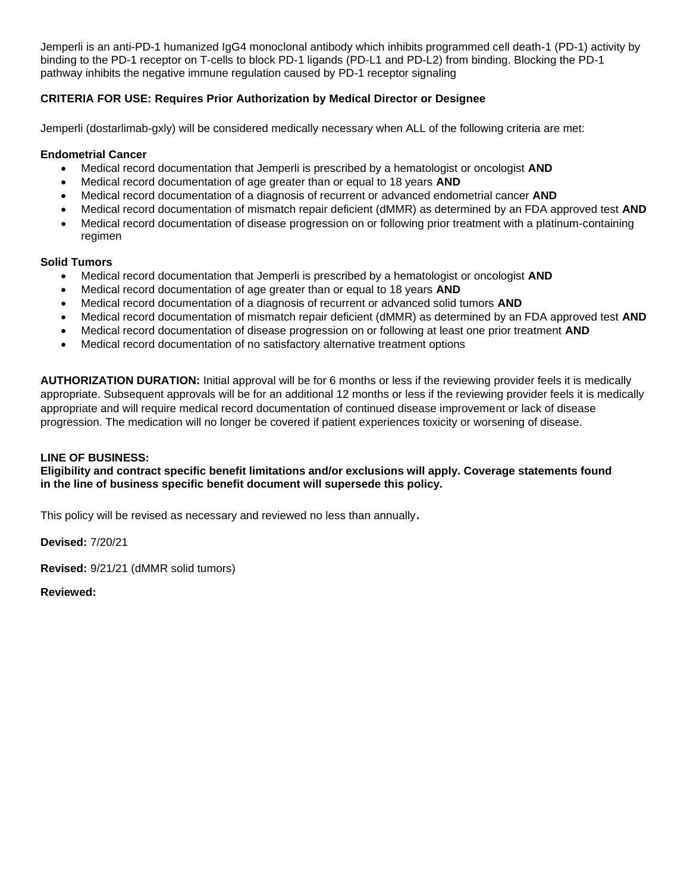Jemperli is an anti-PD-1 humanized IgG4 monoclonal antibody which inhibits programmed cell death-1 (PD-1) activity by binding to the PD-1 receptor on T-cells to block PD-1 ligands (PD-L1 and PD-L2) from binding. Blocking the PD-1 pathway inhibits the negative immune regulation caused by PD-1 receptor signaling

**CRITERIA FOR USE: Requires Prior Authorization by Medical Director or Designee**

Jemperli (dostarlimab-gxly) will be considered medically necessary when ALL of the following criteria are met:

**Endometrial Cancer**

- Medical record documentation that Jemperli is prescribed by a hematologist or oncologist **AND**
- Medical record documentation of age greater than or equal to 18 years **AND**
- Medical record documentation of a diagnosis of recurrent or advanced endometrial cancer **AND**
- Medical record documentation of mismatch repair deficient (dMMR) as determined by an FDA approved test **AND**
- Medical record documentation of disease progression on or following prior treatment with a platinum-containing regimen

**Solid Tumors**

- Medical record documentation that Jemperli is prescribed by a hematologist or oncologist **AND**
- Medical record documentation of age greater than or equal to 18 years **AND**
- Medical record documentation of a diagnosis of recurrent or advanced solid tumors **AND**
- Medical record documentation of mismatch repair deficient (dMMR) as determined by an FDA approved test **AND**
- Medical record documentation of disease progression on or following at least one prior treatment **AND**
- Medical record documentation of no satisfactory alternative treatment options

**AUTHORIZATION DURATION:** Initial approval will be for 6 months or less if the reviewing provider feels it is medically appropriate. Subsequent approvals will be for an additional 12 months or less if the reviewing provider feels it is medically appropriate and will require medical record documentation of continued disease improvement or lack of disease progression. The medication will no longer be covered if patient experiences toxicity or worsening of disease.

**LINE OF BUSINESS:**
**Eligibility and contract specific benefit limitations and/or exclusions will apply. Coverage statements found in the line of business specific benefit document will supersede this policy.**

This policy will be revised as necessary and reviewed no less than annually.

**Devised:** 7/20/21

**Revised:** 9/21/21 (dMMR solid tumors)

**Reviewed:**